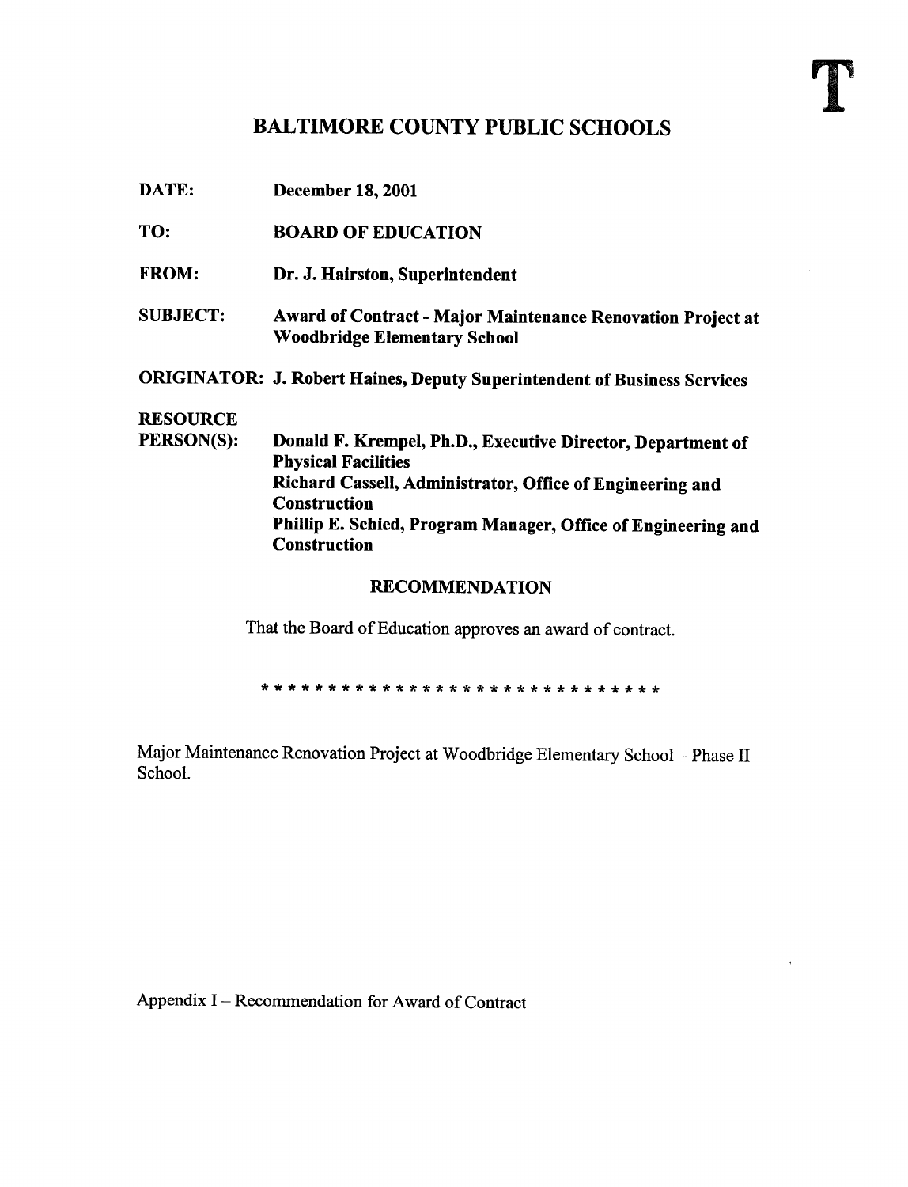T

# BALTIMORE COUNTY PUBLIC SCHOOLS

**DATE:** December 18, 2001

**TO:** BOARD OF EDUCATION

**FROM:** Dr. J. Hairston, Superintendent

**SUBJECT:** Award of Contract - Major Maintenance Renovation Project at Woodbridge Elementary School

**ORIGINATOR:** J. Robert Haines, Deputy Superintendent of Business Services

**RESOURCE PERSON(S):** Donald F. Krempel, Ph.D., Executive Director, Department of Physical Facilities
Richard Cassell, Administrator, Office of Engineering and Construction
Phillip E. Schied, Program Manager, Office of Engineering and Construction

## RECOMMENDATION

That the Board of Education approves an award of contract.

* * * * * * * * * * * * * * * * * * * * * * * * * * * * * * *

Major Maintenance Renovation Project at Woodbridge Elementary School – Phase II School.

Appendix I – Recommendation for Award of Contract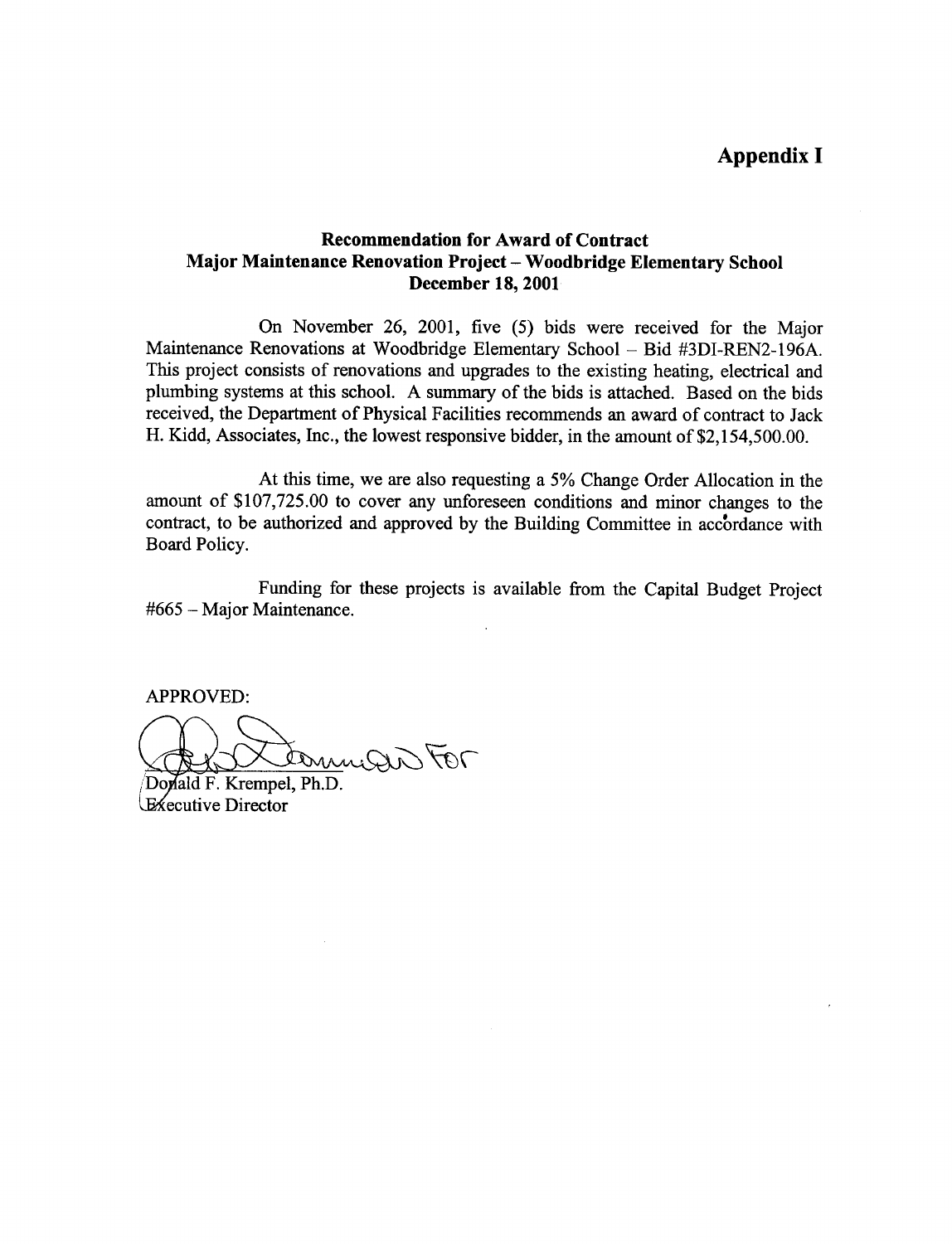# Appendix I

## Recommendation for Award of Contract
## Major Maintenance Renovation Project – Woodbridge Elementary School
## December 18, 2001

On November 26, 2001, five (5) bids were received for the Major Maintenance Renovations at Woodbridge Elementary School – Bid #3DI-REN2-196A. This project consists of renovations and upgrades to the existing heating, electrical and plumbing systems at this school. A summary of the bids is attached. Based on the bids received, the Department of Physical Facilities recommends an award of contract to Jack H. Kidd, Associates, Inc., the lowest responsive bidder, in the amount of $2,154,500.00.

At this time, we are also requesting a 5% Change Order Allocation in the amount of $107,725.00 to cover any unforeseen conditions and minor changes to the contract, to be authorized and approved by the Building Committee in accordance with Board Policy.

Funding for these projects is available from the Capital Budget Project #665 – Major Maintenance.

APPROVED:

Donald F. Krempel, Ph.D.
Executive Director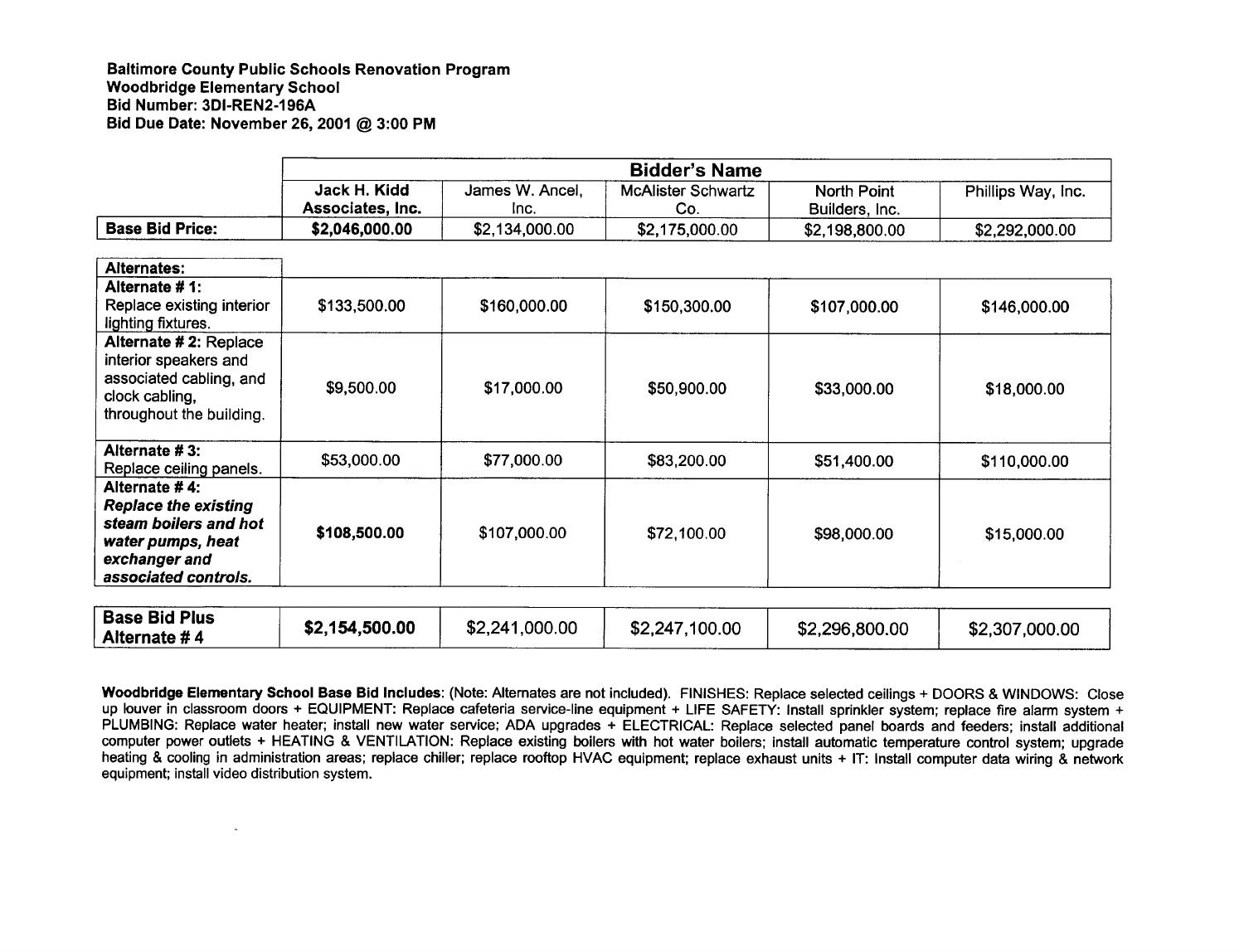**Baltimore County Public Schools Renovation Program**
**Woodbridge Elementary School**
**Bid Number: 3DI-REN2-196A**
**Bid Due Date: November 26, 2001 @ 3:00 PM**

| | Bidder's Name | | | | |
|---|---|---|---|---|---|
| | **Jack H. Kidd Associates, Inc.** | James W. Ancel, Inc. | McAlister Schwartz Co. | North Point Builders, Inc. | Phillips Way, Inc. |
| **Base Bid Price:** | **$2,046,000.00** | $2,134,000.00 | $2,175,000.00 | $2,198,800.00 | $2,292,000.00 |
| **Alternates:** | | | | | |
| **Alternate # 1:** Replace existing interior lighting fixtures. | $133,500.00 | $160,000.00 | $150,300.00 | $107,000.00 | $146,000.00 |
| **Alternate # 2:** Replace interior speakers and associated cabling, and clock cabling, throughout the building. | $9,500.00 | $17,000.00 | $50,900.00 | $33,000.00 | $18,000.00 |
| **Alternate # 3:** Replace ceiling panels. | $53,000.00 | $77,000.00 | $83,200.00 | $51,400.00 | $110,000.00 |
| **Alternate # 4:** ***Replace the existing steam boilers and hot water pumps, heat exchanger and associated controls.*** | **$108,500.00** | $107,000.00 | $72,100.00 | $98,000.00 | $15,000.00 |
| **Base Bid Plus Alternate # 4** | **$2,154,500.00** | $2,241,000.00 | $2,247,100.00 | $2,296,800.00 | $2,307,000.00 |

**Woodbridge Elementary School Base Bid Includes**: (Note: Alternates are not included). FINISHES: Replace selected ceilings + DOORS & WINDOWS: Close up louver in classroom doors + EQUIPMENT: Replace cafeteria service-line equipment + LIFE SAFETY: Install sprinkler system; replace fire alarm system + PLUMBING: Replace water heater; install new water service; ADA upgrades + ELECTRICAL: Replace selected panel boards and feeders; install additional computer power outlets + HEATING & VENTILATION: Replace existing boilers with hot water boilers; install automatic temperature control system; upgrade heating & cooling in administration areas; replace chiller; replace rooftop HVAC equipment; replace exhaust units + IT: Install computer data wiring & network equipment; install video distribution system.